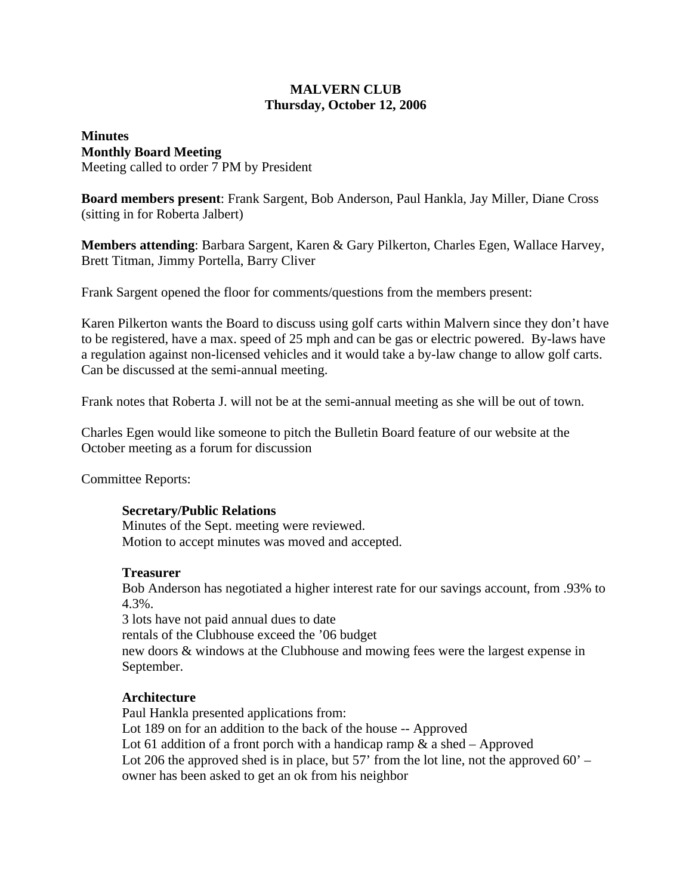**MALVERN CLUB**
**Thursday, October 12, 2006**

**Minutes**
**Monthly Board Meeting**
Meeting called to order 7 PM by President

**Board members present**: Frank Sargent, Bob Anderson, Paul Hankla, Jay Miller, Diane Cross (sitting in for Roberta Jalbert)

**Members attending**: Barbara Sargent, Karen & Gary Pilkerton, Charles Egen, Wallace Harvey, Brett Titman, Jimmy Portella, Barry Cliver

Frank Sargent opened the floor for comments/questions from the members present:

Karen Pilkerton wants the Board to discuss using golf carts within Malvern since they don't have to be registered, have a max. speed of 25 mph and can be gas or electric powered. By-laws have a regulation against non-licensed vehicles and it would take a by-law change to allow golf carts. Can be discussed at the semi-annual meeting.

Frank notes that Roberta J. will not be at the semi-annual meeting as she will be out of town.

Charles Egen would like someone to pitch the Bulletin Board feature of our website at the October meeting as a forum for discussion

Committee Reports:

**Secretary/Public Relations**
Minutes of the Sept. meeting were reviewed.
Motion to accept minutes was moved and accepted.

**Treasurer**
Bob Anderson has negotiated a higher interest rate for our savings account, from .93% to 4.3%.
3 lots have not paid annual dues to date
rentals of the Clubhouse exceed the '06 budget
new doors & windows at the Clubhouse and mowing fees were the largest expense in September.

**Architecture**
Paul Hankla presented applications from:
Lot 189 on for an addition to the back of the house -- Approved
Lot 61 addition of a front porch with a handicap ramp & a shed – Approved
Lot 206 the approved shed is in place, but 57' from the lot line, not the approved 60' – owner has been asked to get an ok from his neighbor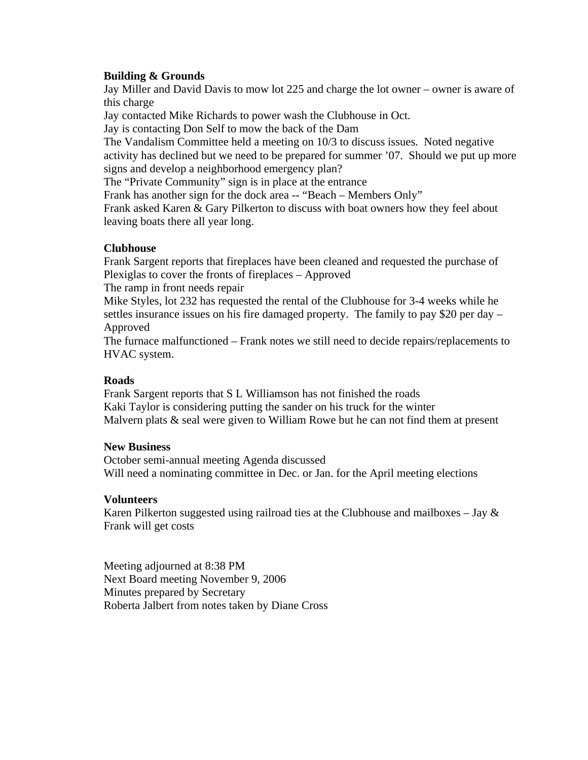**Building & Grounds**

Jay Miller and David Davis to mow lot 225 and charge the lot owner – owner is aware of this charge

Jay contacted Mike Richards to power wash the Clubhouse in Oct.

Jay is contacting Don Self to mow the back of the Dam

The Vandalism Committee held a meeting on 10/3 to discuss issues. Noted negative activity has declined but we need to be prepared for summer '07. Should we put up more signs and develop a neighborhood emergency plan?

The "Private Community" sign is in place at the entrance

Frank has another sign for the dock area -- "Beach – Members Only"

Frank asked Karen & Gary Pilkerton to discuss with boat owners how they feel about leaving boats there all year long.

**Clubhouse**

Frank Sargent reports that fireplaces have been cleaned and requested the purchase of Plexiglas to cover the fronts of fireplaces – Approved

The ramp in front needs repair

Mike Styles, lot 232 has requested the rental of the Clubhouse for 3-4 weeks while he settles insurance issues on his fire damaged property. The family to pay $20 per day – Approved

The furnace malfunctioned – Frank notes we still need to decide repairs/replacements to HVAC system.

**Roads**

Frank Sargent reports that S L Williamson has not finished the roads

Kaki Taylor is considering putting the sander on his truck for the winter

Malvern plats & seal were given to William Rowe but he can not find them at present

**New Business**

October semi-annual meeting Agenda discussed

Will need a nominating committee in Dec. or Jan. for the April meeting elections

**Volunteers**

Karen Pilkerton suggested using railroad ties at the Clubhouse and mailboxes – Jay & Frank will get costs

Meeting adjourned at 8:38 PM

Next Board meeting November 9, 2006

Minutes prepared by Secretary

Roberta Jalbert from notes taken by Diane Cross